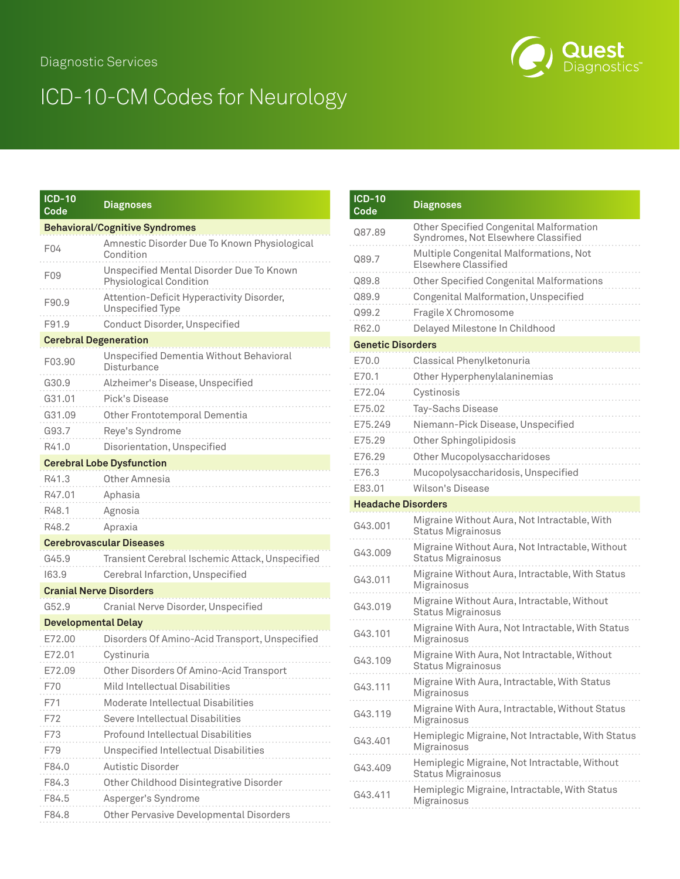Diagnostic Services

# ICD-10-CM Codes for Neurology

| ICD-10 Code | Diagnoses |
|---|---|
| **Behavioral/Cognitive Syndromes** | |
| F04 | Amnestic Disorder Due To Known Physiological Condition |
| F09 | Unspecified Mental Disorder Due To Known Physiological Condition |
| F90.9 | Attention-Deficit Hyperactivity Disorder, Unspecified Type |
| F91.9 | Conduct Disorder, Unspecified |
| **Cerebral Degeneration** | |
| F03.90 | Unspecified Dementia Without Behavioral Disturbance |
| G30.9 | Alzheimer's Disease, Unspecified |
| G31.01 | Pick's Disease |
| G31.09 | Other Frontotemporal Dementia |
| G93.7 | Reye's Syndrome |
| R41.0 | Disorientation, Unspecified |
| **Cerebral Lobe Dysfunction** | |
| R41.3 | Other Amnesia |
| R47.01 | Aphasia |
| R48.1 | Agnosia |
| R48.2 | Apraxia |
| **Cerebrovascular Diseases** | |
| G45.9 | Transient Cerebral Ischemic Attack, Unspecified |
| I63.9 | Cerebral Infarction, Unspecified |
| **Cranial Nerve Disorders** | |
| G52.9 | Cranial Nerve Disorder, Unspecified |
| **Developmental Delay** | |
| E72.00 | Disorders Of Amino-Acid Transport, Unspecified |
| E72.01 | Cystinuria |
| E72.09 | Other Disorders Of Amino-Acid Transport |
| F70 | Mild Intellectual Disabilities |
| F71 | Moderate Intellectual Disabilities |
| F72 | Severe Intellectual Disabilities |
| F73 | Profound Intellectual Disabilities |
| F79 | Unspecified Intellectual Disabilities |
| F84.0 | Autistic Disorder |
| F84.3 | Other Childhood Disintegrative Disorder |
| F84.5 | Asperger's Syndrome |
| F84.8 | Other Pervasive Developmental Disorders |

| ICD-10 Code | Diagnoses |
|---|---|
| Q87.89 | Other Specified Congenital Malformation Syndromes, Not Elsewhere Classified |
| Q89.7 | Multiple Congenital Malformations, Not Elsewhere Classified |
| Q89.8 | Other Specified Congenital Malformations |
| Q89.9 | Congenital Malformation, Unspecified |
| Q99.2 | Fragile X Chromosome |
| R62.0 | Delayed Milestone In Childhood |
| **Genetic Disorders** | |
| E70.0 | Classical Phenylketonuria |
| E70.1 | Other Hyperphenylalaninemias |
| E72.04 | Cystinosis |
| E75.02 | Tay-Sachs Disease |
| E75.249 | Niemann-Pick Disease, Unspecified |
| E75.29 | Other Sphingolipidosis |
| E76.29 | Other Mucopolysaccharidoses |
| E76.3 | Mucopolysaccharidosis, Unspecified |
| E83.01 | Wilson's Disease |
| **Headache Disorders** | |
| G43.001 | Migraine Without Aura, Not Intractable, With Status Migrainosus |
| G43.009 | Migraine Without Aura, Not Intractable, Without Status Migrainosus |
| G43.011 | Migraine Without Aura, Intractable, With Status Migrainosus |
| G43.019 | Migraine Without Aura, Intractable, Without Status Migrainosus |
| G43.101 | Migraine With Aura, Not Intractable, With Status Migrainosus |
| G43.109 | Migraine With Aura, Not Intractable, Without Status Migrainosus |
| G43.111 | Migraine With Aura, Intractable, With Status Migrainosus |
| G43.119 | Migraine With Aura, Intractable, Without Status Migrainosus |
| G43.401 | Hemiplegic Migraine, Not Intractable, With Status Migrainosus |
| G43.409 | Hemiplegic Migraine, Not Intractable, Without Status Migrainosus |
| G43.411 | Hemiplegic Migraine, Intractable, With Status Migrainosus |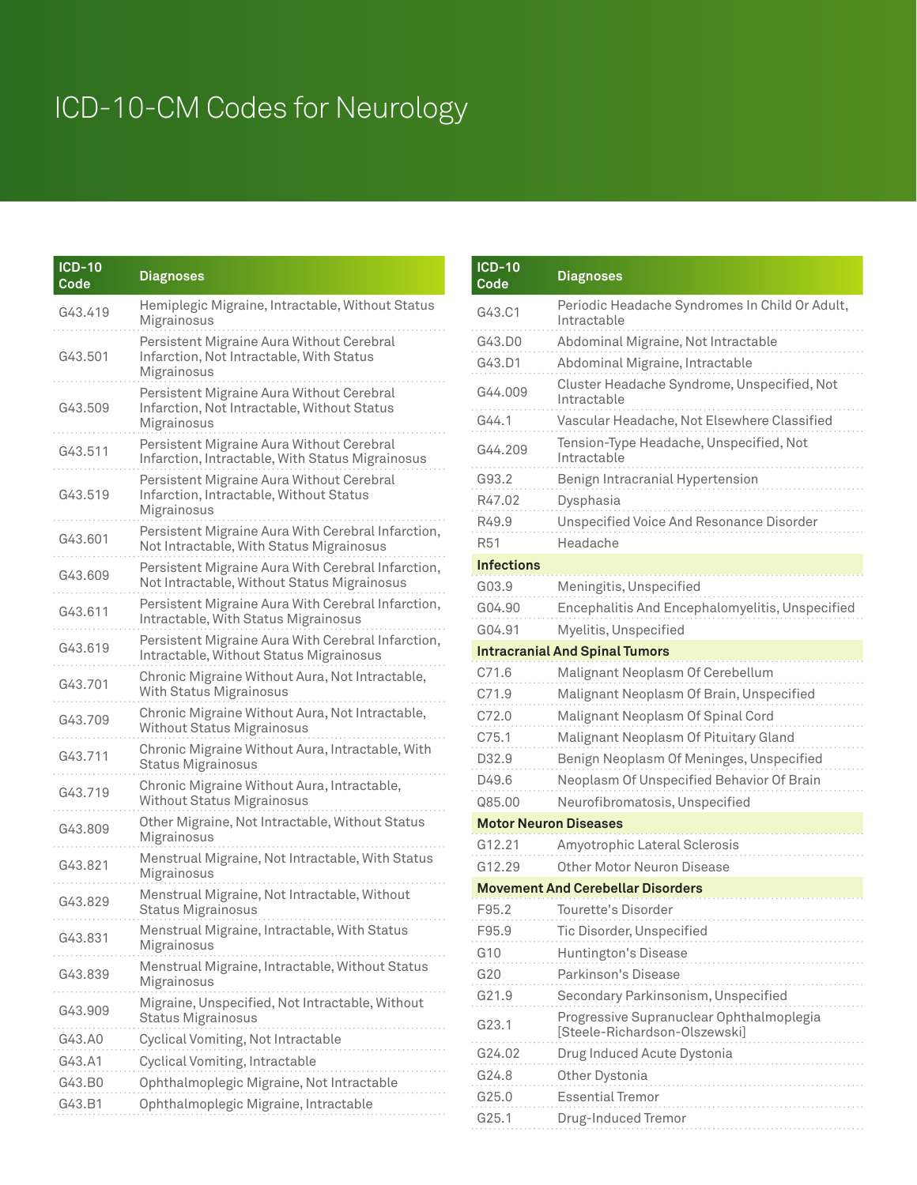# ICD-10-CM Codes for Neurology

| ICD-10 Code | Diagnoses |
|---|---|
| G43.419 | Hemiplegic Migraine, Intractable, Without Status Migrainosus |
| G43.501 | Persistent Migraine Aura Without Cerebral Infarction, Not Intractable, With Status Migrainosus |
| G43.509 | Persistent Migraine Aura Without Cerebral Infarction, Not Intractable, Without Status Migrainosus |
| G43.511 | Persistent Migraine Aura Without Cerebral Infarction, Intractable, With Status Migrainosus |
| G43.519 | Persistent Migraine Aura Without Cerebral Infarction, Intractable, Without Status Migrainosus |
| G43.601 | Persistent Migraine Aura With Cerebral Infarction, Not Intractable, With Status Migrainosus |
| G43.609 | Persistent Migraine Aura With Cerebral Infarction, Not Intractable, Without Status Migrainosus |
| G43.611 | Persistent Migraine Aura With Cerebral Infarction, Intractable, With Status Migrainosus |
| G43.619 | Persistent Migraine Aura With Cerebral Infarction, Intractable, Without Status Migrainosus |
| G43.701 | Chronic Migraine Without Aura, Not Intractable, With Status Migrainosus |
| G43.709 | Chronic Migraine Without Aura, Not Intractable, Without Status Migrainosus |
| G43.711 | Chronic Migraine Without Aura, Intractable, With Status Migrainosus |
| G43.719 | Chronic Migraine Without Aura, Intractable, Without Status Migrainosus |
| G43.809 | Other Migraine, Not Intractable, Without Status Migrainosus |
| G43.821 | Menstrual Migraine, Not Intractable, With Status Migrainosus |
| G43.829 | Menstrual Migraine, Not Intractable, Without Status Migrainosus |
| G43.831 | Menstrual Migraine, Intractable, With Status Migrainosus |
| G43.839 | Menstrual Migraine, Intractable, Without Status Migrainosus |
| G43.909 | Migraine, Unspecified, Not Intractable, Without Status Migrainosus |
| G43.A0 | Cyclical Vomiting, Not Intractable |
| G43.A1 | Cyclical Vomiting, Intractable |
| G43.B0 | Ophthalmoplegic Migraine, Not Intractable |
| G43.B1 | Ophthalmoplegic Migraine, Intractable |

| ICD-10 Code | Diagnoses |
|---|---|
| G43.C1 | Periodic Headache Syndromes In Child Or Adult, Intractable |
| G43.D0 | Abdominal Migraine, Not Intractable |
| G43.D1 | Abdominal Migraine, Intractable |
| G44.009 | Cluster Headache Syndrome, Unspecified, Not Intractable |
| G44.1 | Vascular Headache, Not Elsewhere Classified |
| G44.209 | Tension-Type Headache, Unspecified, Not Intractable |
| G93.2 | Benign Intracranial Hypertension |
| R47.02 | Dysphasia |
| R49.9 | Unspecified Voice And Resonance Disorder |
| R51 | Headache |
| **Infections** | |
| G03.9 | Meningitis, Unspecified |
| G04.90 | Encephalitis And Encephalomyelitis, Unspecified |
| G04.91 | Myelitis, Unspecified |
| **Intracranial And Spinal Tumors** | |
| C71.6 | Malignant Neoplasm Of Cerebellum |
| C71.9 | Malignant Neoplasm Of Brain, Unspecified |
| C72.0 | Malignant Neoplasm Of Spinal Cord |
| C75.1 | Malignant Neoplasm Of Pituitary Gland |
| D32.9 | Benign Neoplasm Of Meninges, Unspecified |
| D49.6 | Neoplasm Of Unspecified Behavior Of Brain |
| Q85.00 | Neurofibromatosis, Unspecified |
| **Motor Neuron Diseases** | |
| G12.21 | Amyotrophic Lateral Sclerosis |
| G12.29 | Other Motor Neuron Disease |
| **Movement And Cerebellar Disorders** | |
| F95.2 | Tourette's Disorder |
| F95.9 | Tic Disorder, Unspecified |
| G10 | Huntington's Disease |
| G20 | Parkinson's Disease |
| G21.9 | Secondary Parkinsonism, Unspecified |
| G23.1 | Progressive Supranuclear Ophthalmoplegia [Steele-Richardson-Olszewski] |
| G24.02 | Drug Induced Acute Dystonia |
| G24.8 | Other Dystonia |
| G25.0 | Essential Tremor |
| G25.1 | Drug-Induced Tremor |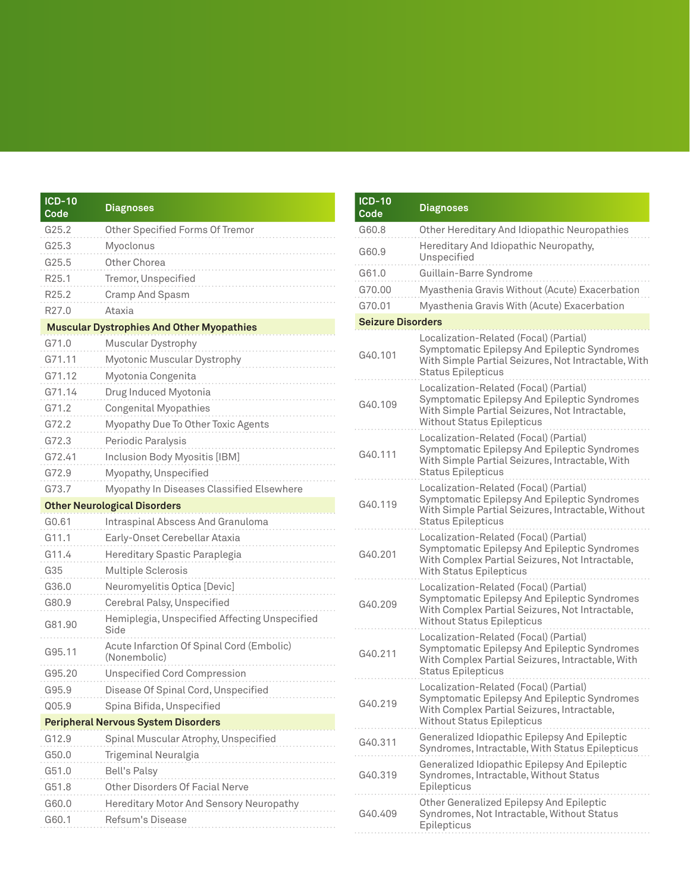| ICD-10 Code | Diagnoses |
|---|---|
| G25.2 | Other Specified Forms Of Tremor |
| G25.3 | Myoclonus |
| G25.5 | Other Chorea |
| R25.1 | Tremor, Unspecified |
| R25.2 | Cramp And Spasm |
| R27.0 | Ataxia |
| **Muscular Dystrophies And Other Myopathies** | |
| G71.0 | Muscular Dystrophy |
| G71.11 | Myotonic Muscular Dystrophy |
| G71.12 | Myotonia Congenita |
| G71.14 | Drug Induced Myotonia |
| G71.2 | Congenital Myopathies |
| G72.2 | Myopathy Due To Other Toxic Agents |
| G72.3 | Periodic Paralysis |
| G72.41 | Inclusion Body Myositis [IBM] |
| G72.9 | Myopathy, Unspecified |
| G73.7 | Myopathy In Diseases Classified Elsewhere |
| **Other Neurological Disorders** | |
| G0.61 | Intraspinal Abscess And Granuloma |
| G11.1 | Early-Onset Cerebellar Ataxia |
| G11.4 | Hereditary Spastic Paraplegia |
| G35 | Multiple Sclerosis |
| G36.0 | Neuromyelitis Optica [Devic] |
| G80.9 | Cerebral Palsy, Unspecified |
| G81.90 | Hemiplegia, Unspecified Affecting Unspecified Side |
| G95.11 | Acute Infarction Of Spinal Cord (Embolic) (Nonembolic) |
| G95.20 | Unspecified Cord Compression |
| G95.9 | Disease Of Spinal Cord, Unspecified |
| Q05.9 | Spina Bifida, Unspecified |
| **Peripheral Nervous System Disorders** | |
| G12.9 | Spinal Muscular Atrophy, Unspecified |
| G50.0 | Trigeminal Neuralgia |
| G51.0 | Bell's Palsy |
| G51.8 | Other Disorders Of Facial Nerve |
| G60.0 | Hereditary Motor And Sensory Neuropathy |
| G60.1 | Refsum's Disease |

| ICD-10 Code | Diagnoses |
|---|---|
| G60.8 | Other Hereditary And Idiopathic Neuropathies |
| G60.9 | Hereditary And Idiopathic Neuropathy, Unspecified |
| G61.0 | Guillain-Barre Syndrome |
| G70.00 | Myasthenia Gravis Without (Acute) Exacerbation |
| G70.01 | Myasthenia Gravis With (Acute) Exacerbation |
| **Seizure Disorders** | |
| G40.101 | Localization-Related (Focal) (Partial) Symptomatic Epilepsy And Epileptic Syndromes With Simple Partial Seizures, Not Intractable, With Status Epilepticus |
| G40.109 | Localization-Related (Focal) (Partial) Symptomatic Epilepsy And Epileptic Syndromes With Simple Partial Seizures, Not Intractable, Without Status Epilepticus |
| G40.111 | Localization-Related (Focal) (Partial) Symptomatic Epilepsy And Epileptic Syndromes With Simple Partial Seizures, Intractable, With Status Epilepticus |
| G40.119 | Localization-Related (Focal) (Partial) Symptomatic Epilepsy And Epileptic Syndromes With Simple Partial Seizures, Intractable, Without Status Epilepticus |
| G40.201 | Localization-Related (Focal) (Partial) Symptomatic Epilepsy And Epileptic Syndromes With Complex Partial Seizures, Not Intractable, With Status Epilepticus |
| G40.209 | Localization-Related (Focal) (Partial) Symptomatic Epilepsy And Epileptic Syndromes With Complex Partial Seizures, Not Intractable, Without Status Epilepticus |
| G40.211 | Localization-Related (Focal) (Partial) Symptomatic Epilepsy And Epileptic Syndromes With Complex Partial Seizures, Intractable, With Status Epilepticus |
| G40.219 | Localization-Related (Focal) (Partial) Symptomatic Epilepsy And Epileptic Syndromes With Complex Partial Seizures, Intractable, Without Status Epilepticus |
| G40.311 | Generalized Idiopathic Epilepsy And Epileptic Syndromes, Intractable, With Status Epilepticus |
| G40.319 | Generalized Idiopathic Epilepsy And Epileptic Syndromes, Intractable, Without Status Epilepticus |
| G40.409 | Other Generalized Epilepsy And Epileptic Syndromes, Not Intractable, Without Status Epilepticus |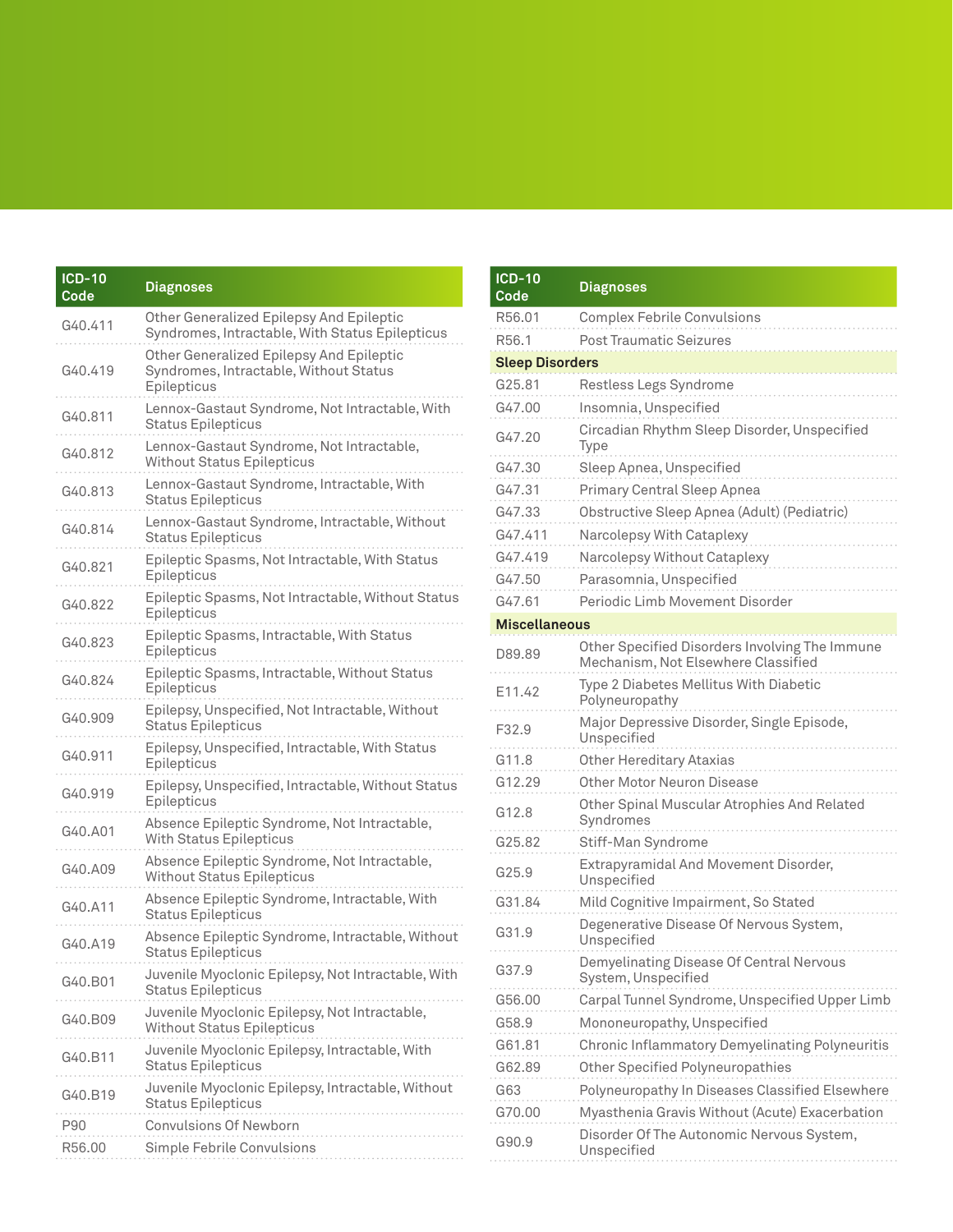| ICD-10 Code | Diagnoses |
|---|---|
| G40.411 | Other Generalized Epilepsy And Epileptic Syndromes, Intractable, With Status Epilepticus |
| G40.419 | Other Generalized Epilepsy And Epileptic Syndromes, Intractable, Without Status Epilepticus |
| G40.811 | Lennox-Gastaut Syndrome, Not Intractable, With Status Epilepticus |
| G40.812 | Lennox-Gastaut Syndrome, Not Intractable, Without Status Epilepticus |
| G40.813 | Lennox-Gastaut Syndrome, Intractable, With Status Epilepticus |
| G40.814 | Lennox-Gastaut Syndrome, Intractable, Without Status Epilepticus |
| G40.821 | Epileptic Spasms, Not Intractable, With Status Epilepticus |
| G40.822 | Epileptic Spasms, Not Intractable, Without Status Epilepticus |
| G40.823 | Epileptic Spasms, Intractable, With Status Epilepticus |
| G40.824 | Epileptic Spasms, Intractable, Without Status Epilepticus |
| G40.909 | Epilepsy, Unspecified, Not Intractable, Without Status Epilepticus |
| G40.911 | Epilepsy, Unspecified, Intractable, With Status Epilepticus |
| G40.919 | Epilepsy, Unspecified, Intractable, Without Status Epilepticus |
| G40.A01 | Absence Epileptic Syndrome, Not Intractable, With Status Epilepticus |
| G40.A09 | Absence Epileptic Syndrome, Not Intractable, Without Status Epilepticus |
| G40.A11 | Absence Epileptic Syndrome, Intractable, With Status Epilepticus |
| G40.A19 | Absence Epileptic Syndrome, Intractable, Without Status Epilepticus |
| G40.B01 | Juvenile Myoclonic Epilepsy, Not Intractable, With Status Epilepticus |
| G40.B09 | Juvenile Myoclonic Epilepsy, Not Intractable, Without Status Epilepticus |
| G40.B11 | Juvenile Myoclonic Epilepsy, Intractable, With Status Epilepticus |
| G40.B19 | Juvenile Myoclonic Epilepsy, Intractable, Without Status Epilepticus |
| P90 | Convulsions Of Newborn |
| R56.00 | Simple Febrile Convulsions |

| ICD-10 Code | Diagnoses |
|---|---|
| R56.01 | Complex Febrile Convulsions |
| R56.1 | Post Traumatic Seizures |
| **Sleep Disorders** | |
| G25.81 | Restless Legs Syndrome |
| G47.00 | Insomnia, Unspecified |
| G47.20 | Circadian Rhythm Sleep Disorder, Unspecified Type |
| G47.30 | Sleep Apnea, Unspecified |
| G47.31 | Primary Central Sleep Apnea |
| G47.33 | Obstructive Sleep Apnea (Adult) (Pediatric) |
| G47.411 | Narcolepsy With Cataplexy |
| G47.419 | Narcolepsy Without Cataplexy |
| G47.50 | Parasomnia, Unspecified |
| G47.61 | Periodic Limb Movement Disorder |
| **Miscellaneous** | |
| D89.89 | Other Specified Disorders Involving The Immune Mechanism, Not Elsewhere Classified |
| E11.42 | Type 2 Diabetes Mellitus With Diabetic Polyneuropathy |
| F32.9 | Major Depressive Disorder, Single Episode, Unspecified |
| G11.8 | Other Hereditary Ataxias |
| G12.29 | Other Motor Neuron Disease |
| G12.8 | Other Spinal Muscular Atrophies And Related Syndromes |
| G25.82 | Stiff-Man Syndrome |
| G25.9 | Extrapyramidal And Movement Disorder, Unspecified |
| G31.84 | Mild Cognitive Impairment, So Stated |
| G31.9 | Degenerative Disease Of Nervous System, Unspecified |
| G37.9 | Demyelinating Disease Of Central Nervous System, Unspecified |
| G56.00 | Carpal Tunnel Syndrome, Unspecified Upper Limb |
| G58.9 | Mononeuropathy, Unspecified |
| G61.81 | Chronic Inflammatory Demyelinating Polyneuritis |
| G62.89 | Other Specified Polyneuropathies |
| G63 | Polyneuropathy In Diseases Classified Elsewhere |
| G70.00 | Myasthenia Gravis Without (Acute) Exacerbation |
| G90.9 | Disorder Of The Autonomic Nervous System, Unspecified |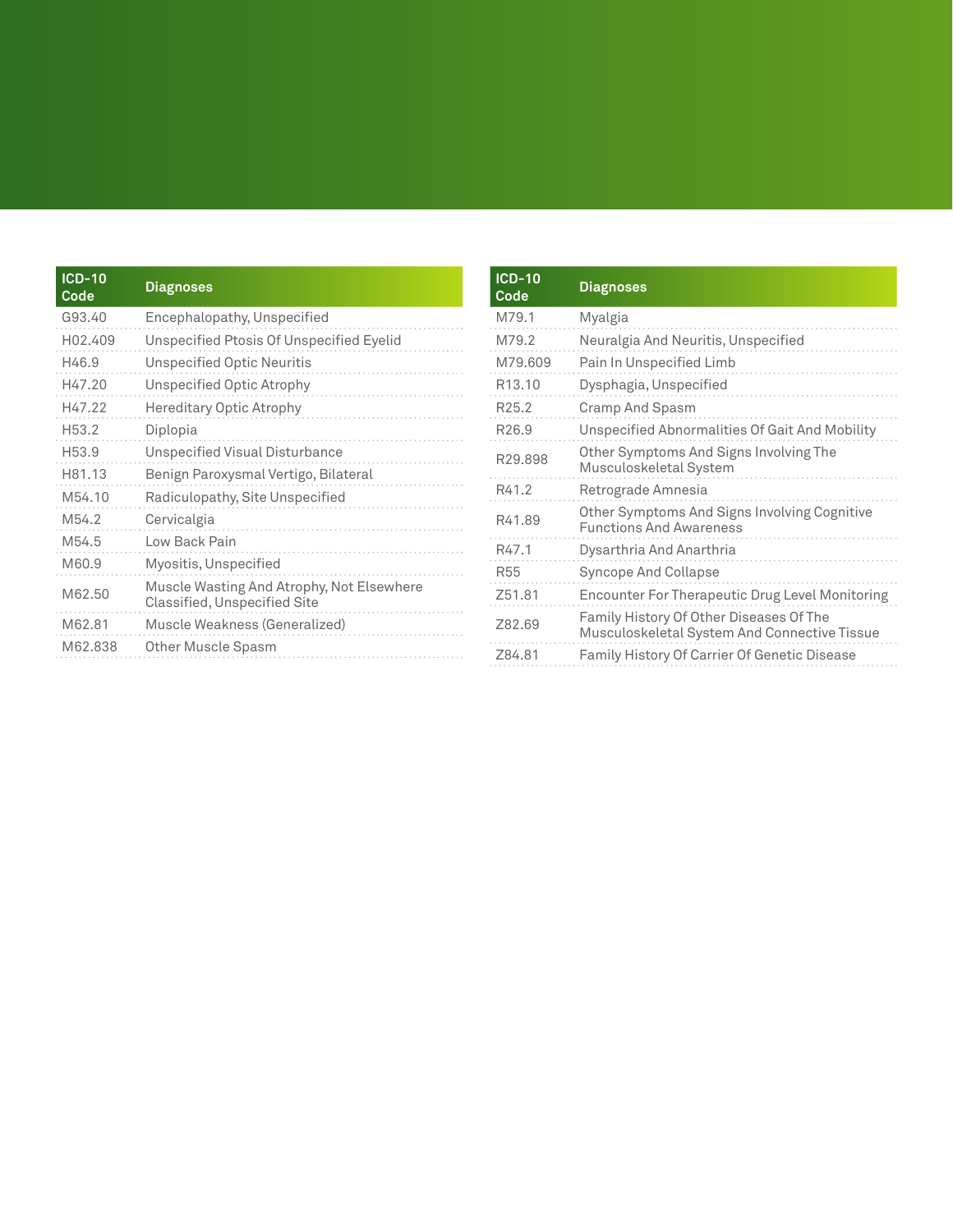| ICD-10 Code | Diagnoses |
|---|---|
| G93.40 | Encephalopathy, Unspecified |
| H02.409 | Unspecified Ptosis Of Unspecified Eyelid |
| H46.9 | Unspecified Optic Neuritis |
| H47.20 | Unspecified Optic Atrophy |
| H47.22 | Hereditary Optic Atrophy |
| H53.2 | Diplopia |
| H53.9 | Unspecified Visual Disturbance |
| H81.13 | Benign Paroxysmal Vertigo, Bilateral |
| M54.10 | Radiculopathy, Site Unspecified |
| M54.2 | Cervicalgia |
| M54.5 | Low Back Pain |
| M60.9 | Myositis, Unspecified |
| M62.50 | Muscle Wasting And Atrophy, Not Elsewhere Classified, Unspecified Site |
| M62.81 | Muscle Weakness (Generalized) |
| M62.838 | Other Muscle Spasm |

| ICD-10 Code | Diagnoses |
|---|---|
| M79.1 | Myalgia |
| M79.2 | Neuralgia And Neuritis, Unspecified |
| M79.609 | Pain In Unspecified Limb |
| R13.10 | Dysphagia, Unspecified |
| R25.2 | Cramp And Spasm |
| R26.9 | Unspecified Abnormalities Of Gait And Mobility |
| R29.898 | Other Symptoms And Signs Involving The Musculoskeletal System |
| R41.2 | Retrograde Amnesia |
| R41.89 | Other Symptoms And Signs Involving Cognitive Functions And Awareness |
| R47.1 | Dysarthria And Anarthria |
| R55 | Syncope And Collapse |
| Z51.81 | Encounter For Therapeutic Drug Level Monitoring |
| Z82.69 | Family History Of Other Diseases Of The Musculoskeletal System And Connective Tissue |
| Z84.81 | Family History Of Carrier Of Genetic Disease |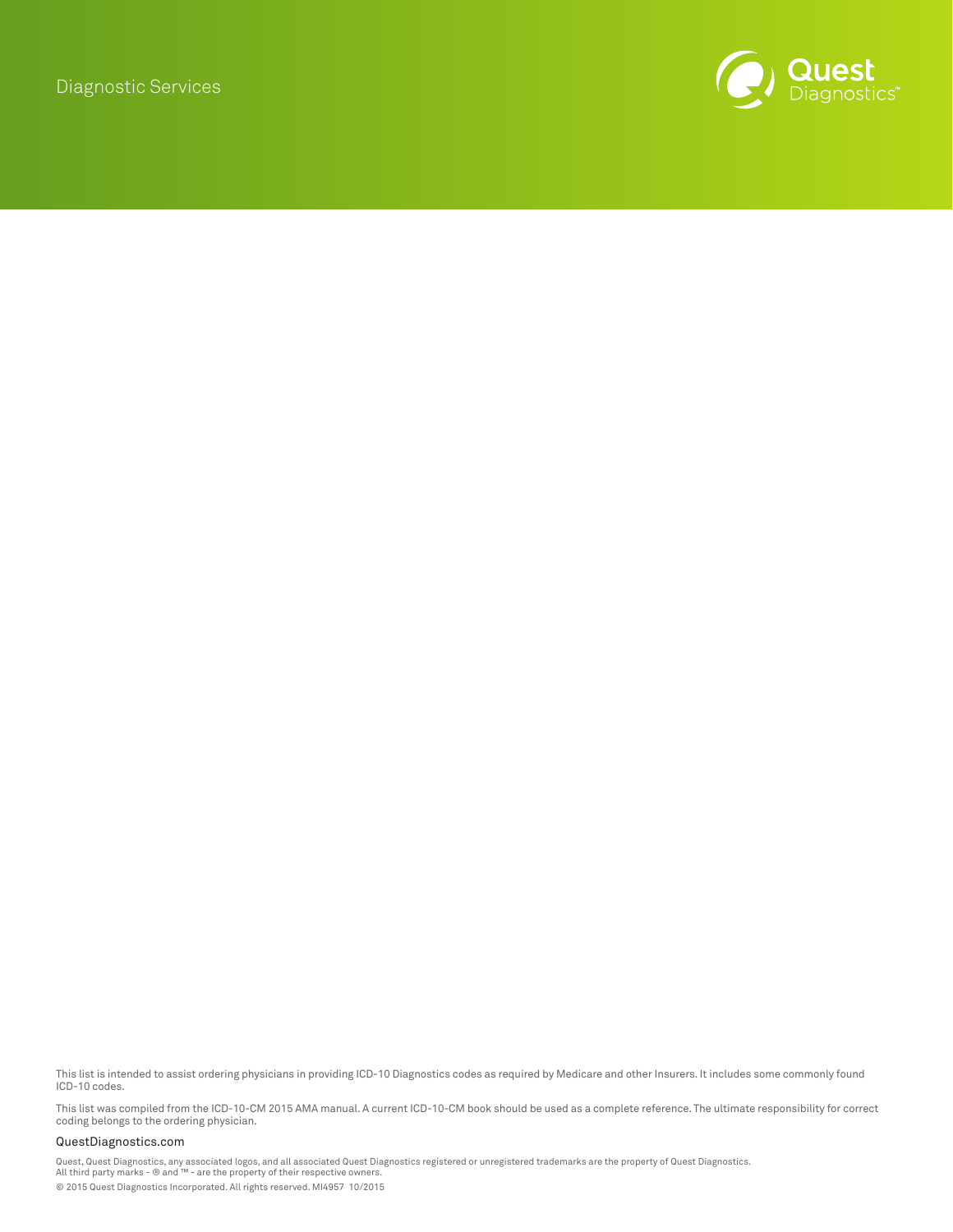Diagnostic Services

Quest Diagnostics™

This list is intended to assist ordering physicians in providing ICD-10 Diagnostics codes as required by Medicare and other Insurers. It includes some commonly found ICD-10 codes.

This list was compiled from the ICD-10-CM 2015 AMA manual. A current ICD-10-CM book should be used as a complete reference. The ultimate responsibility for correct coding belongs to the ordering physician.

QuestDiagnostics.com

Quest, Quest Diagnostics, any associated logos, and all associated Quest Diagnostics registered or unregistered trademarks are the property of Quest Diagnostics.
All third party marks - ® and ™ - are the property of their respective owners.

© 2015 Quest Diagnostics Incorporated. All rights reserved. MI4957 10/2015